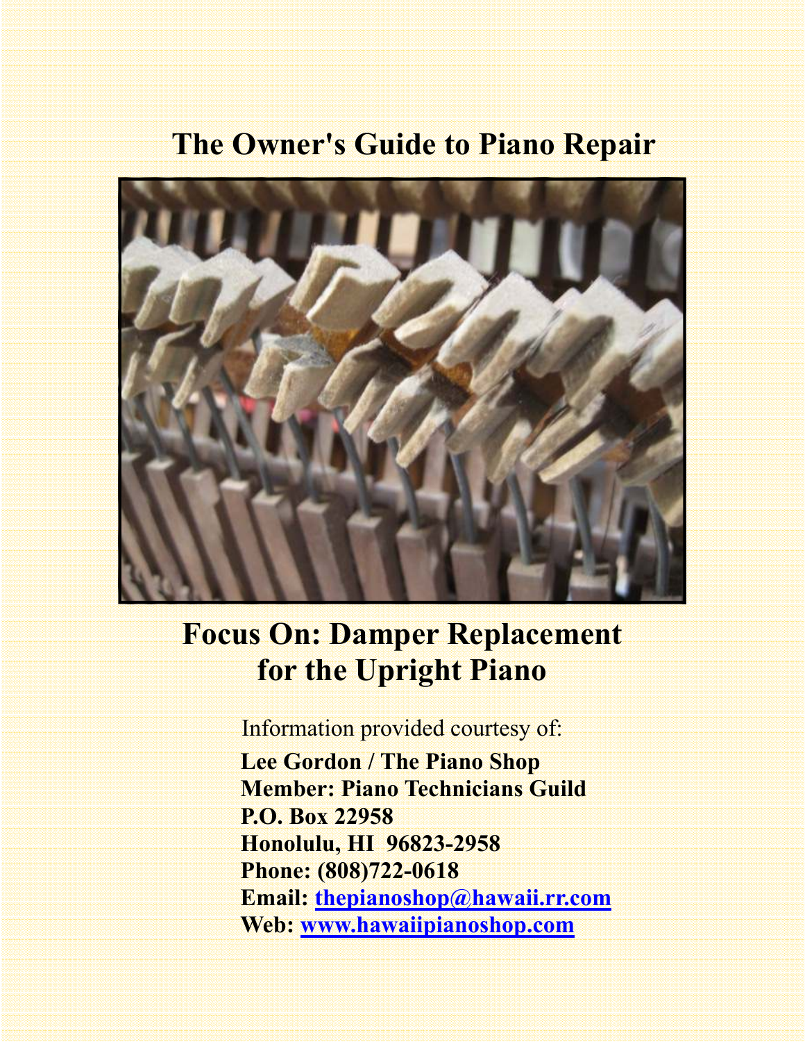# The Owner's Guide to Piano Repair

## Focus On: Damper Replacement for the Upright Piano

Information provided courtesy of:

**Lee Gordon / The Piano Shop**
**Member: Piano Technicians Guild**
**P.O. Box 22958**
**Honolulu, HI 96823-2958**
**Phone: (808)722-0618**
**Email: thepianoshop@hawaii.rr.com**
**Web: www.hawaiipianoshop.com**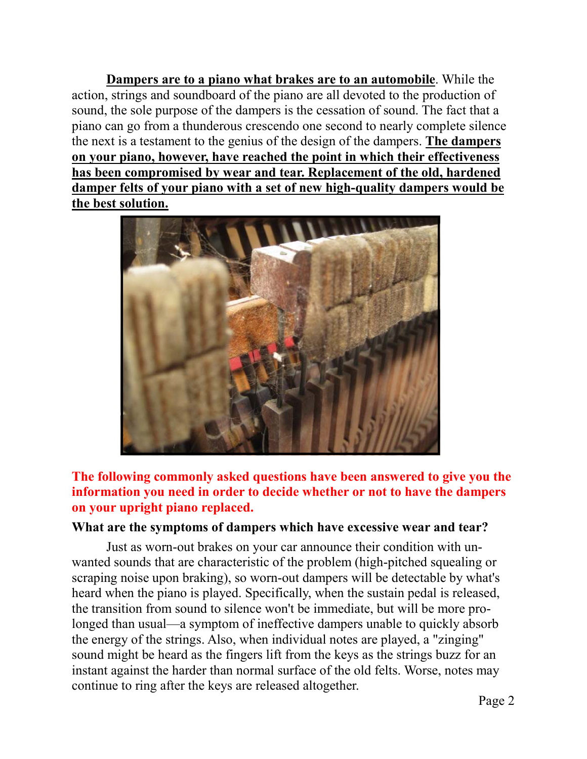**Dampers are to a piano what brakes are to an automobile**. While the action, strings and soundboard of the piano are all devoted to the production of sound, the sole purpose of the dampers is the cessation of sound. The fact that a piano can go from a thunderous crescendo one second to nearly complete silence the next is a testament to the genius of the design of the dampers. **The dampers on your piano, however, have reached the point in which their effectiveness has been compromised by wear and tear. Replacement of the old, hardened damper felts of your piano with a set of new high-quality dampers would be the best solution.**

**The following commonly asked questions have been answered to give you the information you need in order to decide whether or not to have the dampers on your upright piano replaced.**

**What are the symptoms of dampers which have excessive wear and tear?**

Just as worn-out brakes on your car announce their condition with unwanted sounds that are characteristic of the problem (high-pitched squealing or scraping noise upon braking), so worn-out dampers will be detectable by what's heard when the piano is played. Specifically, when the sustain pedal is released, the transition from sound to silence won't be immediate, but will be more prolonged than usual—a symptom of ineffective dampers unable to quickly absorb the energy of the strings. Also, when individual notes are played, a "zinging" sound might be heard as the fingers lift from the keys as the strings buzz for an instant against the harder than normal surface of the old felts. Worse, notes may continue to ring after the keys are released altogether.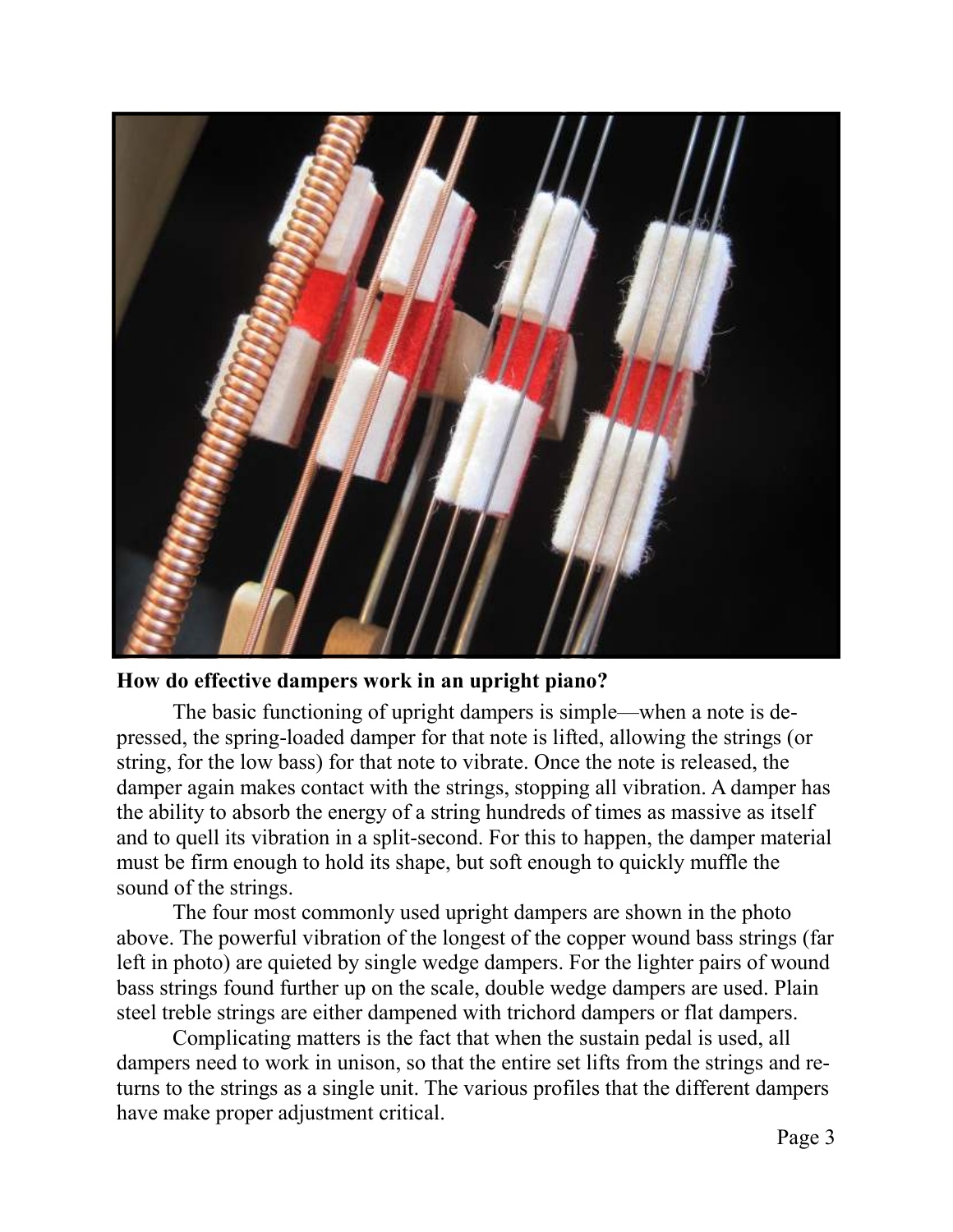**How do effective dampers work in an upright piano?**

The basic functioning of upright dampers is simple—when a note is depressed, the spring-loaded damper for that note is lifted, allowing the strings (or string, for the low bass) for that note to vibrate. Once the note is released, the damper again makes contact with the strings, stopping all vibration. A damper has the ability to absorb the energy of a string hundreds of times as massive as itself and to quell its vibration in a split-second. For this to happen, the damper material must be firm enough to hold its shape, but soft enough to quickly muffle the sound of the strings.

The four most commonly used upright dampers are shown in the photo above. The powerful vibration of the longest of the copper wound bass strings (far left in photo) are quieted by single wedge dampers. For the lighter pairs of wound bass strings found further up on the scale, double wedge dampers are used. Plain steel treble strings are either dampened with trichord dampers or flat dampers.

Complicating matters is the fact that when the sustain pedal is used, all dampers need to work in unison, so that the entire set lifts from the strings and returns to the strings as a single unit. The various profiles that the different dampers have make proper adjustment critical.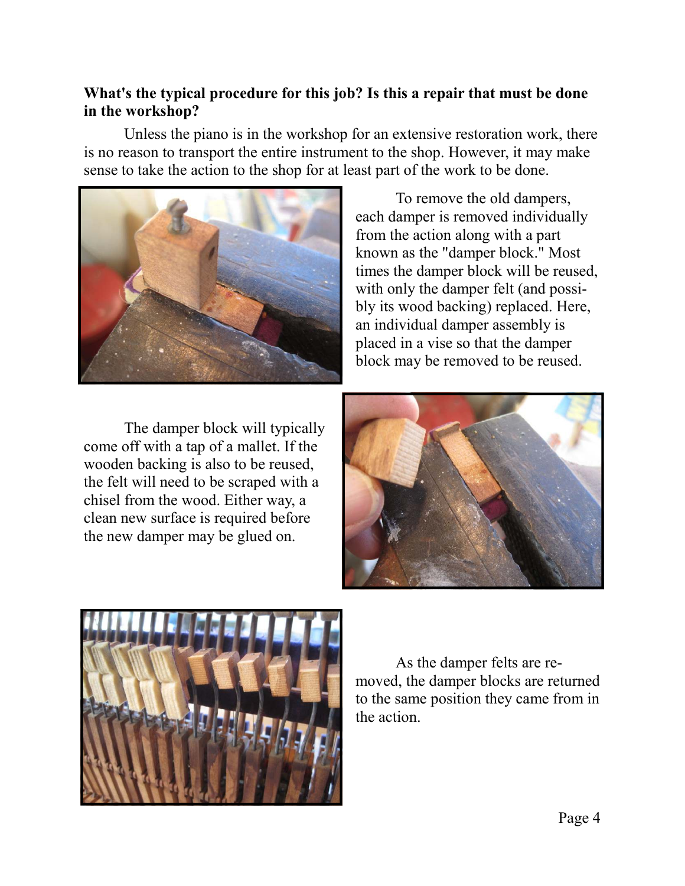**What's the typical procedure for this job? Is this a repair that must be done in the workshop?**

Unless the piano is in the workshop for an extensive restoration work, there is no reason to transport the entire instrument to the shop. However, it may make sense to take the action to the shop for at least part of the work to be done.

To remove the old dampers, each damper is removed individually from the action along with a part known as the "damper block." Most times the damper block will be reused, with only the damper felt (and possibly its wood backing) replaced. Here, an individual damper assembly is placed in a vise so that the damper block may be removed to be reused.

The damper block will typically come off with a tap of a mallet. If the wooden backing is also to be reused, the felt will need to be scraped with a chisel from the wood. Either way, a clean new surface is required before the new damper may be glued on.

As the damper felts are removed, the damper blocks are returned to the same position they came from in the action.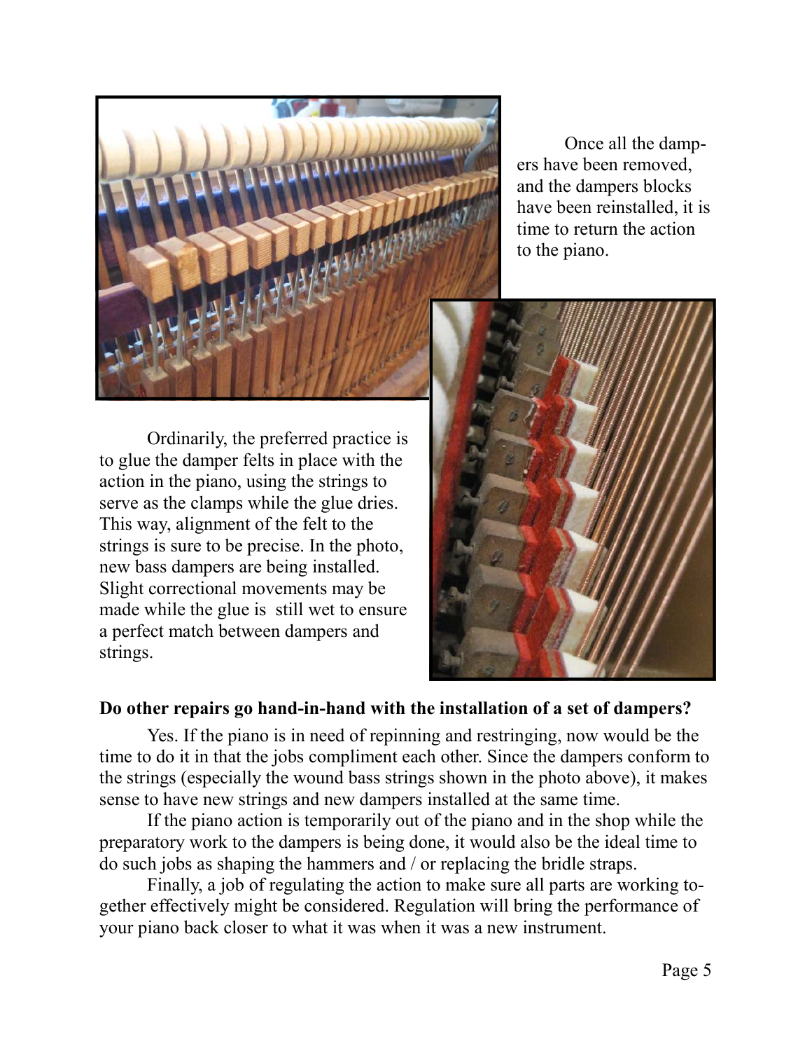Once all the dampers have been removed, and the dampers blocks have been reinstalled, it is time to return the action to the piano.

Ordinarily, the preferred practice is to glue the damper felts in place with the action in the piano, using the strings to serve as the clamps while the glue dries. This way, alignment of the felt to the strings is sure to be precise. In the photo, new bass dampers are being installed. Slight correctional movements may be made while the glue is still wet to ensure a perfect match between dampers and strings.

**Do other repairs go hand-in-hand with the installation of a set of dampers?**

Yes. If the piano is in need of repinning and restringing, now would be the time to do it in that the jobs compliment each other. Since the dampers conform to the strings (especially the wound bass strings shown in the photo above), it makes sense to have new strings and new dampers installed at the same time.

If the piano action is temporarily out of the piano and in the shop while the preparatory work to the dampers is being done, it would also be the ideal time to do such jobs as shaping the hammers and / or replacing the bridle straps.

Finally, a job of regulating the action to make sure all parts are working together effectively might be considered. Regulation will bring the performance of your piano back closer to what it was when it was a new instrument.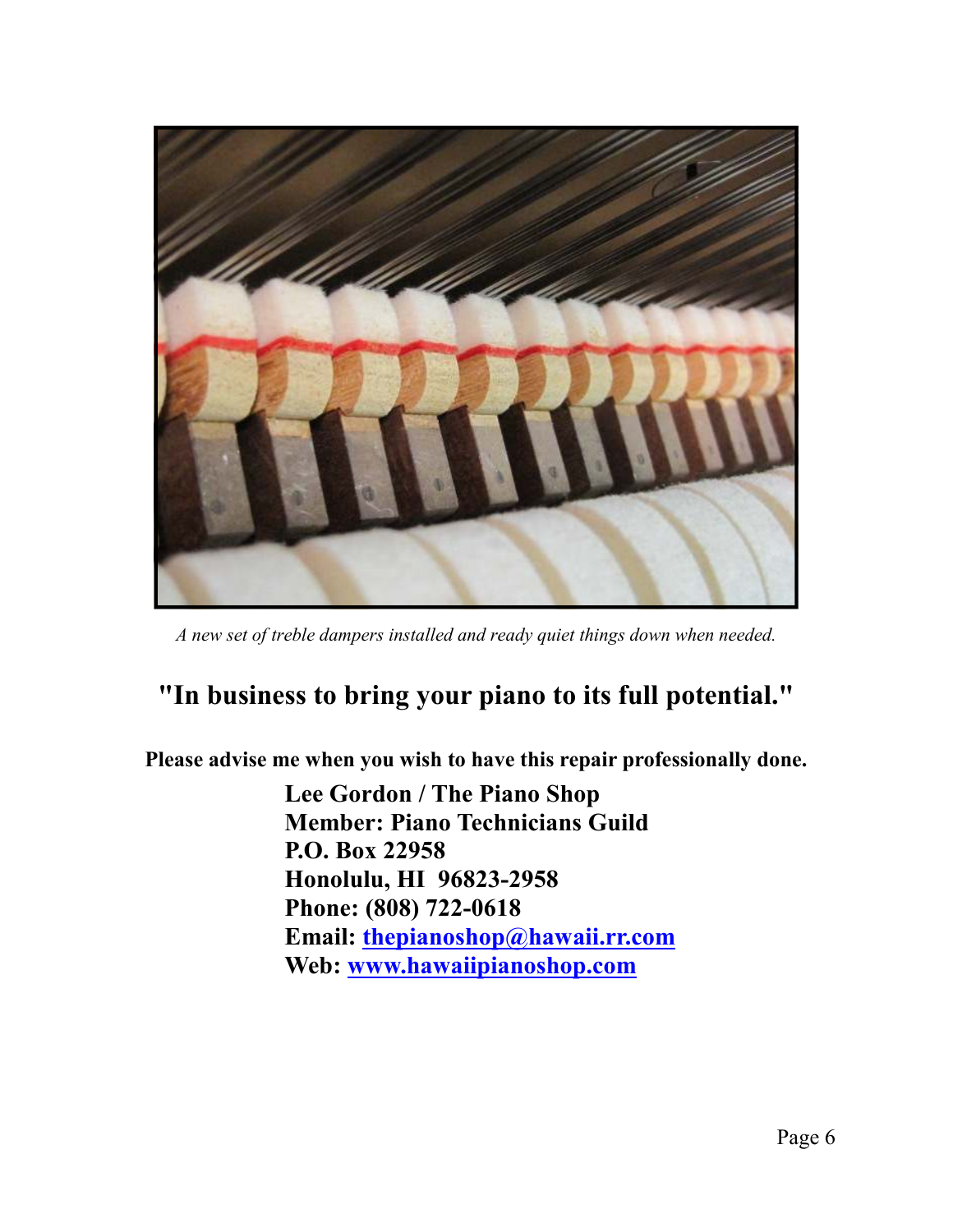*A new set of treble dampers installed and ready quiet things down when needed.*

## "In business to bring your piano to its full potential."

**Please advise me when you wish to have this repair professionally done.**

**Lee Gordon / The Piano Shop**
**Member: Piano Technicians Guild**
**P.O. Box 22958**
**Honolulu, HI  96823-2958**
**Phone: (808) 722-0618**
**Email: thepianoshop@hawaii.rr.com**
**Web: www.hawaiipianoshop.com**